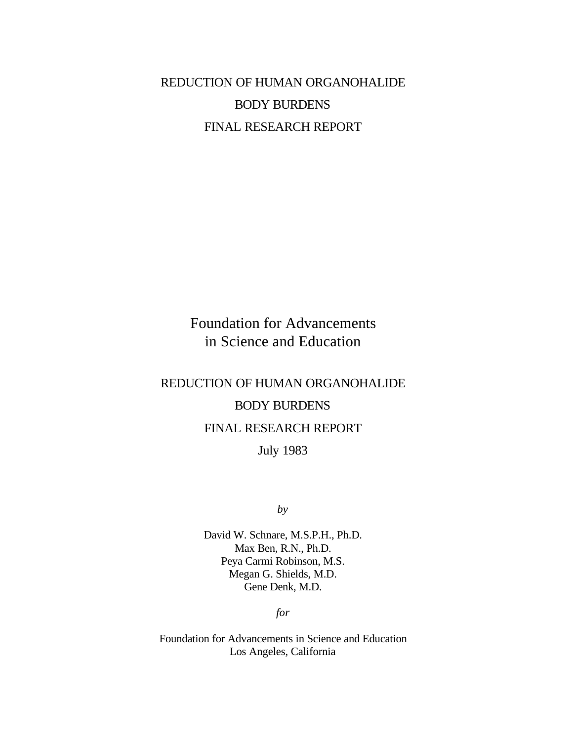# REDUCTION OF HUMAN ORGANOHALIDE BODY BURDENS

# FINAL RESEARCH REPORT

## Foundation for Advancements in Science and Education

## REDUCTION OF HUMAN ORGANOHALIDE BODY BURDENS

## FINAL RESEARCH REPORT

July 1983

*by*

David W. Schnare, M.S.P.H., Ph.D.
Max Ben, R.N., Ph.D.
Peya Carmi Robinson, M.S.
Megan G. Shields, M.D.
Gene Denk, M.D.

*for*

Foundation for Advancements in Science and Education
Los Angeles, California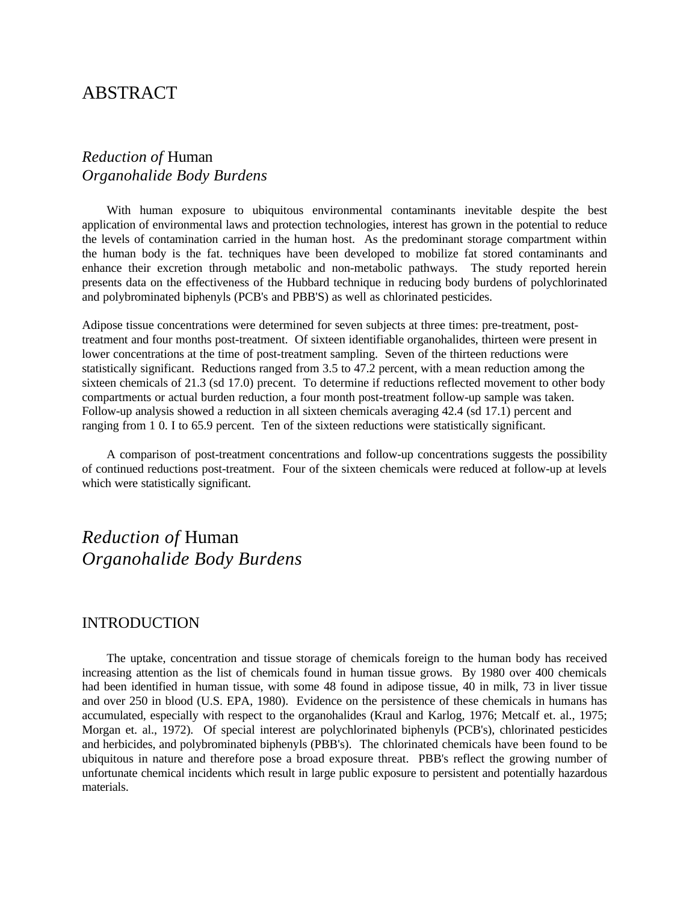# ABSTRACT

## *Reduction of* Human *Organohalide Body Burdens*

With human exposure to ubiquitous environmental contaminants inevitable despite the best application of environmental laws and protection technologies, interest has grown in the potential to reduce the levels of contamination carried in the human host. As the predominant storage compartment within the human body is the fat. techniques have been developed to mobilize fat stored contaminants and enhance their excretion through metabolic and non-metabolic pathways. The study reported herein presents data on the effectiveness of the Hubbard technique in reducing body burdens of polychlorinated and polybrominated biphenyls (PCB's and PBB'S) as well as chlorinated pesticides.

Adipose tissue concentrations were determined for seven subjects at three times: pre-treatment, post-treatment and four months post-treatment. Of sixteen identifiable organohalides, thirteen were present in lower concentrations at the time of post-treatment sampling. Seven of the thirteen reductions were statistically significant. Reductions ranged from 3.5 to 47.2 percent, with a mean reduction among the sixteen chemicals of 21.3 (sd 17.0) precent. To determine if reductions reflected movement to other body compartments or actual burden reduction, a four month post-treatment follow-up sample was taken. Follow-up analysis showed a reduction in all sixteen chemicals averaging 42.4 (sd 17.1) percent and ranging from 1 0. I to 65.9 percent. Ten of the sixteen reductions were statistically significant.

A comparison of post-treatment concentrations and follow-up concentrations suggests the possibility of continued reductions post-treatment. Four of the sixteen chemicals were reduced at follow-up at levels which were statistically significant.

# *Reduction of* Human *Organohalide Body Burdens*

## INTRODUCTION

The uptake, concentration and tissue storage of chemicals foreign to the human body has received increasing attention as the list of chemicals found in human tissue grows. By 1980 over 400 chemicals had been identified in human tissue, with some 48 found in adipose tissue, 40 in milk, 73 in liver tissue and over 250 in blood (U.S. EPA, 1980). Evidence on the persistence of these chemicals in humans has accumulated, especially with respect to the organohalides (Kraul and Karlog, 1976; Metcalf et. al., 1975; Morgan et. al., 1972). Of special interest are polychlorinated biphenyls (PCB's), chlorinated pesticides and herbicides, and polybrominated biphenyls (PBB's). The chlorinated chemicals have been found to be ubiquitous in nature and therefore pose a broad exposure threat. PBB's reflect the growing number of unfortunate chemical incidents which result in large public exposure to persistent and potentially hazardous materials.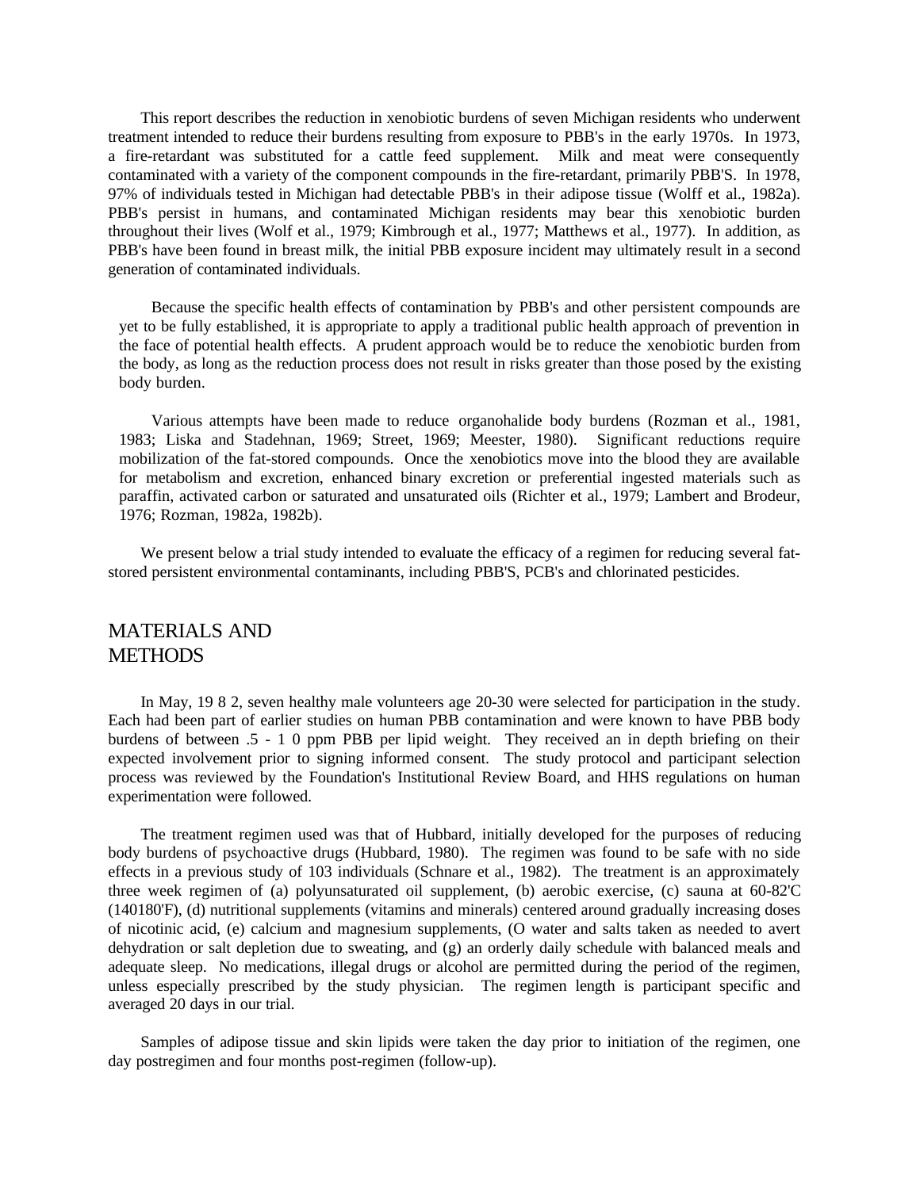This report describes the reduction in xenobiotic burdens of seven Michigan residents who underwent treatment intended to reduce their burdens resulting from exposure to PBB's in the early 1970s. In 1973, a fire-retardant was substituted for a cattle feed supplement. Milk and meat were consequently contaminated with a variety of the component compounds in the fire-retardant, primarily PBB'S. In 1978, 97% of individuals tested in Michigan had detectable PBB's in their adipose tissue (Wolff et al., 1982a). PBB's persist in humans, and contaminated Michigan residents may bear this xenobiotic burden throughout their lives (Wolf et al., 1979; Kimbrough et al., 1977; Matthews et al., 1977). In addition, as PBB's have been found in breast milk, the initial PBB exposure incident may ultimately result in a second generation of contaminated individuals.

Because the specific health effects of contamination by PBB's and other persistent compounds are yet to be fully established, it is appropriate to apply a traditional public health approach of prevention in the face of potential health effects. A prudent approach would be to reduce the xenobiotic burden from the body, as long as the reduction process does not result in risks greater than those posed by the existing body burden.

Various attempts have been made to reduce organohalide body burdens (Rozman et al., 1981, 1983; Liska and Stadehnan, 1969; Street, 1969; Meester, 1980). Significant reductions require mobilization of the fat-stored compounds. Once the xenobiotics move into the blood they are available for metabolism and excretion, enhanced binary excretion or preferential ingested materials such as paraffin, activated carbon or saturated and unsaturated oils (Richter et al., 1979; Lambert and Brodeur, 1976; Rozman, 1982a, 1982b).

We present below a trial study intended to evaluate the efficacy of a regimen for reducing several fat-stored persistent environmental contaminants, including PBB'S, PCB's and chlorinated pesticides.

## MATERIALS AND METHODS

In May, 19 8 2, seven healthy male volunteers age 20-30 were selected for participation in the study. Each had been part of earlier studies on human PBB contamination and were known to have PBB body burdens of between .5 - 1 0 ppm PBB per lipid weight. They received an in depth briefing on their expected involvement prior to signing informed consent. The study protocol and participant selection process was reviewed by the Foundation's Institutional Review Board, and HHS regulations on human experimentation were followed.

The treatment regimen used was that of Hubbard, initially developed for the purposes of reducing body burdens of psychoactive drugs (Hubbard, 1980). The regimen was found to be safe with no side effects in a previous study of 103 individuals (Schnare et al., 1982). The treatment is an approximately three week regimen of (a) polyunsaturated oil supplement, (b) aerobic exercise, (c) sauna at 60-82'C (140180'F), (d) nutritional supplements (vitamins and minerals) centered around gradually increasing doses of nicotinic acid, (e) calcium and magnesium supplements, (O water and salts taken as needed to avert dehydration or salt depletion due to sweating, and (g) an orderly daily schedule with balanced meals and adequate sleep. No medications, illegal drugs or alcohol are permitted during the period of the regimen, unless especially prescribed by the study physician. The regimen length is participant specific and averaged 20 days in our trial.

Samples of adipose tissue and skin lipids were taken the day prior to initiation of the regimen, one day postregimen and four months post-regimen (follow-up).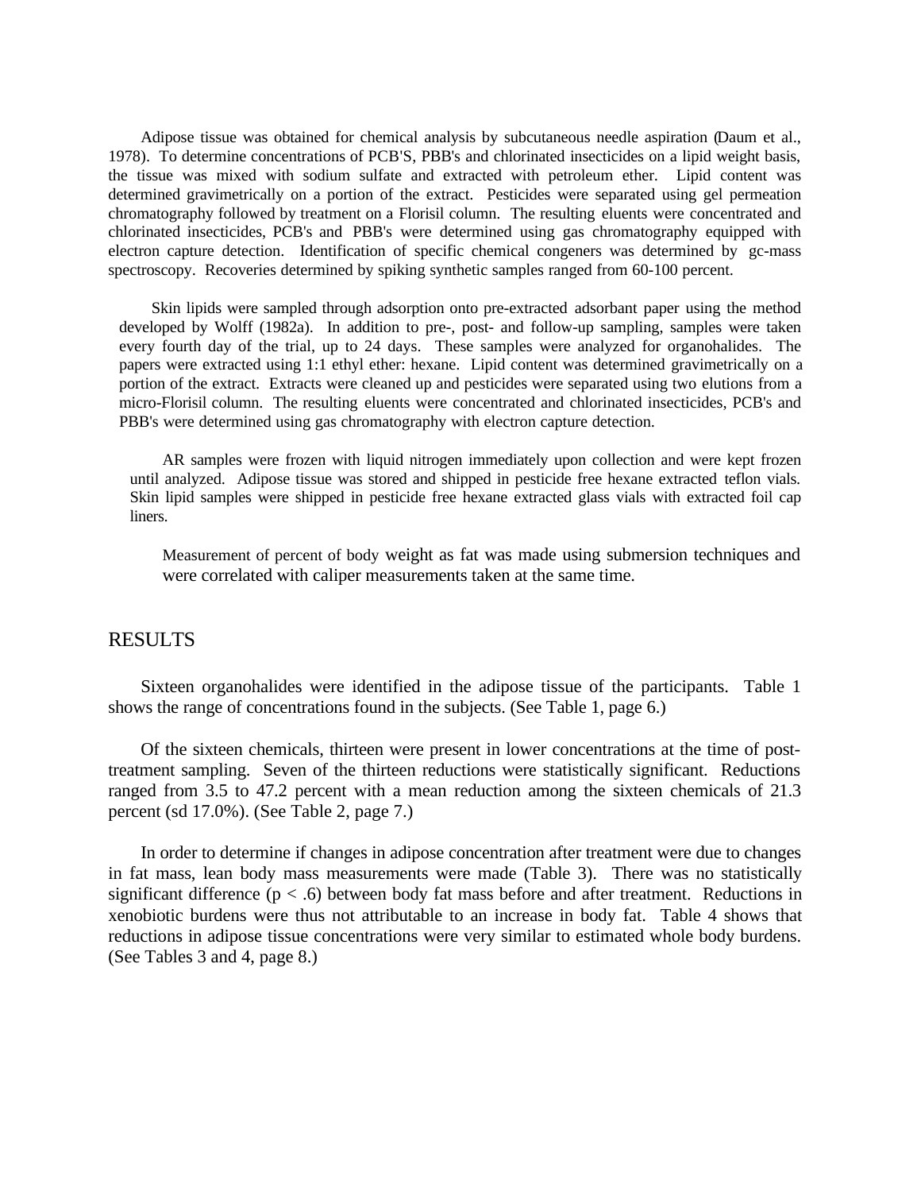Adipose tissue was obtained for chemical analysis by subcutaneous needle aspiration (Daum et al., 1978). To determine concentrations of PCB'S, PBB's and chlorinated insecticides on a lipid weight basis, the tissue was mixed with sodium sulfate and extracted with petroleum ether. Lipid content was determined gravimetrically on a portion of the extract. Pesticides were separated using gel permeation chromatography followed by treatment on a Florisil column. The resulting eluents were concentrated and chlorinated insecticides, PCB's and PBB's were determined using gas chromatography equipped with electron capture detection. Identification of specific chemical congeners was determined by gc-mass spectroscopy. Recoveries determined by spiking synthetic samples ranged from 60-100 percent.

Skin lipids were sampled through adsorption onto pre-extracted adsorbant paper using the method developed by Wolff (1982a). In addition to pre-, post- and follow-up sampling, samples were taken every fourth day of the trial, up to 24 days. These samples were analyzed for organohalides. The papers were extracted using 1:1 ethyl ether: hexane. Lipid content was determined gravimetrically on a portion of the extract. Extracts were cleaned up and pesticides were separated using two elutions from a micro-Florisil column. The resulting eluents were concentrated and chlorinated insecticides, PCB's and PBB's were determined using gas chromatography with electron capture detection.

AR samples were frozen with liquid nitrogen immediately upon collection and were kept frozen until analyzed. Adipose tissue was stored and shipped in pesticide free hexane extracted teflon vials. Skin lipid samples were shipped in pesticide free hexane extracted glass vials with extracted foil cap liners.

Measurement of percent of body weight as fat was made using submersion techniques and were correlated with caliper measurements taken at the same time.

## RESULTS

Sixteen organohalides were identified in the adipose tissue of the participants. Table 1 shows the range of concentrations found in the subjects. (See Table 1, page 6.)

Of the sixteen chemicals, thirteen were present in lower concentrations at the time of post-treatment sampling. Seven of the thirteen reductions were statistically significant. Reductions ranged from 3.5 to 47.2 percent with a mean reduction among the sixteen chemicals of 21.3 percent (sd 17.0%). (See Table 2, page 7.)

In order to determine if changes in adipose concentration after treatment were due to changes in fat mass, lean body mass measurements were made (Table 3). There was no statistically significant difference ($p < .6$) between body fat mass before and after treatment. Reductions in xenobiotic burdens were thus not attributable to an increase in body fat. Table 4 shows that reductions in adipose tissue concentrations were very similar to estimated whole body burdens. (See Tables 3 and 4, page 8.)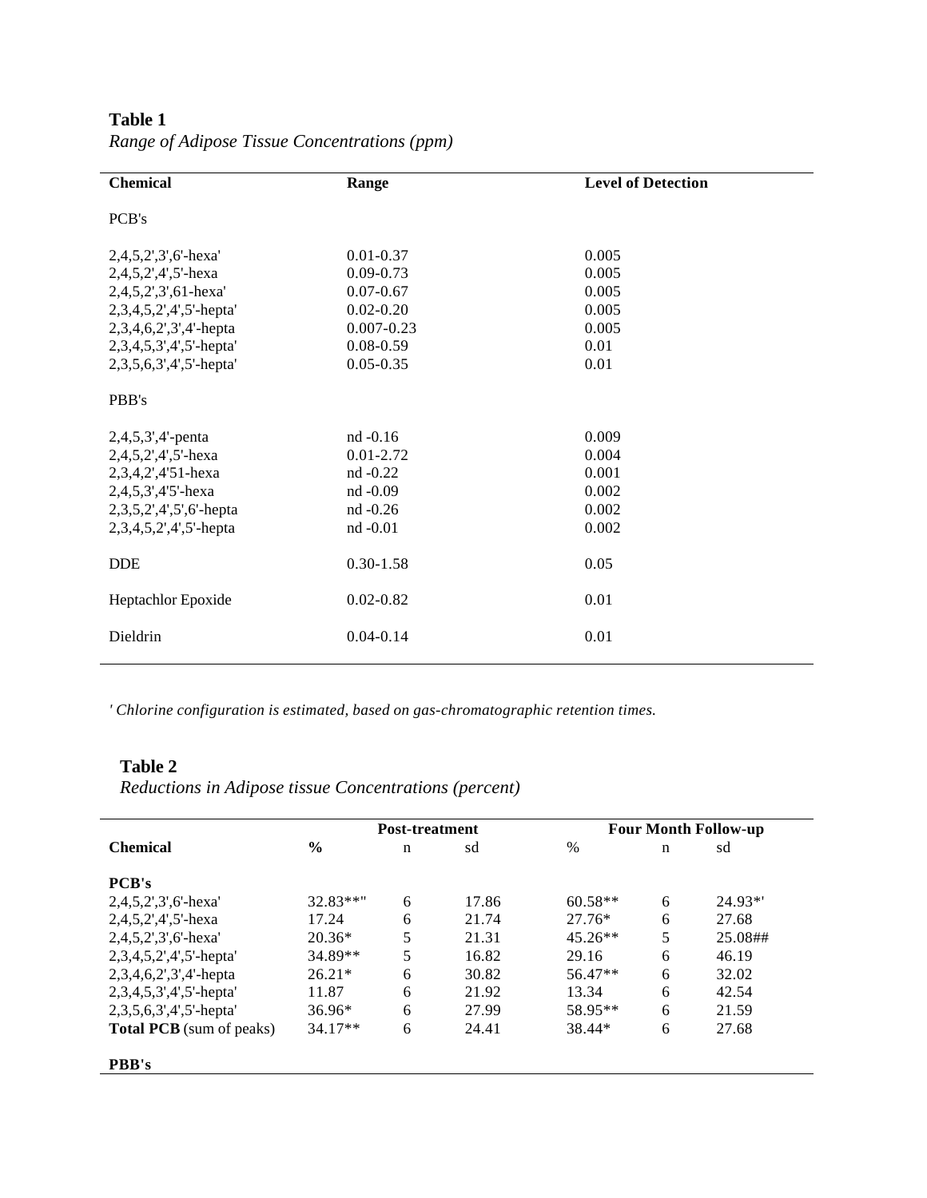**Table 1**

*Range of Adipose Tissue Concentrations (ppm)*

| Chemical | Range | Level of Detection |
|---|---|---|
| PCB's | | |
| 2,4,5,2',3',6'-hexa' | 0.01-0.37 | 0.005 |
| 2,4,5,2',4',5'-hexa | 0.09-0.73 | 0.005 |
| 2,4,5,2',3',61-hexa' | 0.07-0.67 | 0.005 |
| 2,3,4,5,2',4',5'-hepta' | 0.02-0.20 | 0.005 |
| 2,3,4,6,2',3',4'-hepta | 0.007-0.23 | 0.005 |
| 2,3,4,5,3',4',5'-hepta' | 0.08-0.59 | 0.01 |
| 2,3,5,6,3',4',5'-hepta' | 0.05-0.35 | 0.01 |
| PBB's | | |
| 2,4,5,3',4'-penta | nd -0.16 | 0.009 |
| 2,4,5,2',4',5'-hexa | 0.01-2.72 | 0.004 |
| 2,3,4,2',4'51-hexa | nd -0.22 | 0.001 |
| 2,4,5,3',4'5'-hexa | nd -0.09 | 0.002 |
| 2,3,5,2',4',5',6'-hepta | nd -0.26 | 0.002 |
| 2,3,4,5,2',4',5'-hepta | nd -0.01 | 0.002 |
| DDE | 0.30-1.58 | 0.05 |
| Heptachlor Epoxide | 0.02-0.82 | 0.01 |
| Dieldrin | 0.04-0.14 | 0.01 |

*' Chlorine configuration is estimated, based on gas-chromatographic retention times.*

**Table 2**

*Reductions in Adipose tissue Concentrations (percent)*

| | Post-treatment | | | Four Month Follow-up | | |
|---|---|---|---|---|---|---|
| **Chemical** | **%** | n | sd | % | n | sd |
| **PCB's** | | | | | | |
| 2,4,5,2',3',6'-hexa' | 32.83**" | 6 | 17.86 | 60.58** | 6 | 24.93*' |
| 2,4,5,2',4',5'-hexa | 17.24 | 6 | 21.74 | 27.76* | 6 | 27.68 |
| 2,4,5,2',3',6'-hexa' | 20.36* | 5 | 21.31 | 45.26** | 5 | 25.08## |
| 2,3,4,5,2',4',5'-hepta' | 34.89** | 5 | 16.82 | 29.16 | 6 | 46.19 |
| 2,3,4,6,2',3',4'-hepta | 26.21* | 6 | 30.82 | 56.47** | 6 | 32.02 |
| 2,3,4,5,3',4',5'-hepta' | 11.87 | 6 | 21.92 | 13.34 | 6 | 42.54 |
| 2,3,5,6,3',4',5'-hepta' | 36.96* | 6 | 27.99 | 58.95** | 6 | 21.59 |
| **Total PCB** (sum of peaks) | 34.17** | 6 | 24.41 | 38.44* | 6 | 27.68 |
| **PBB's** | | | | | | |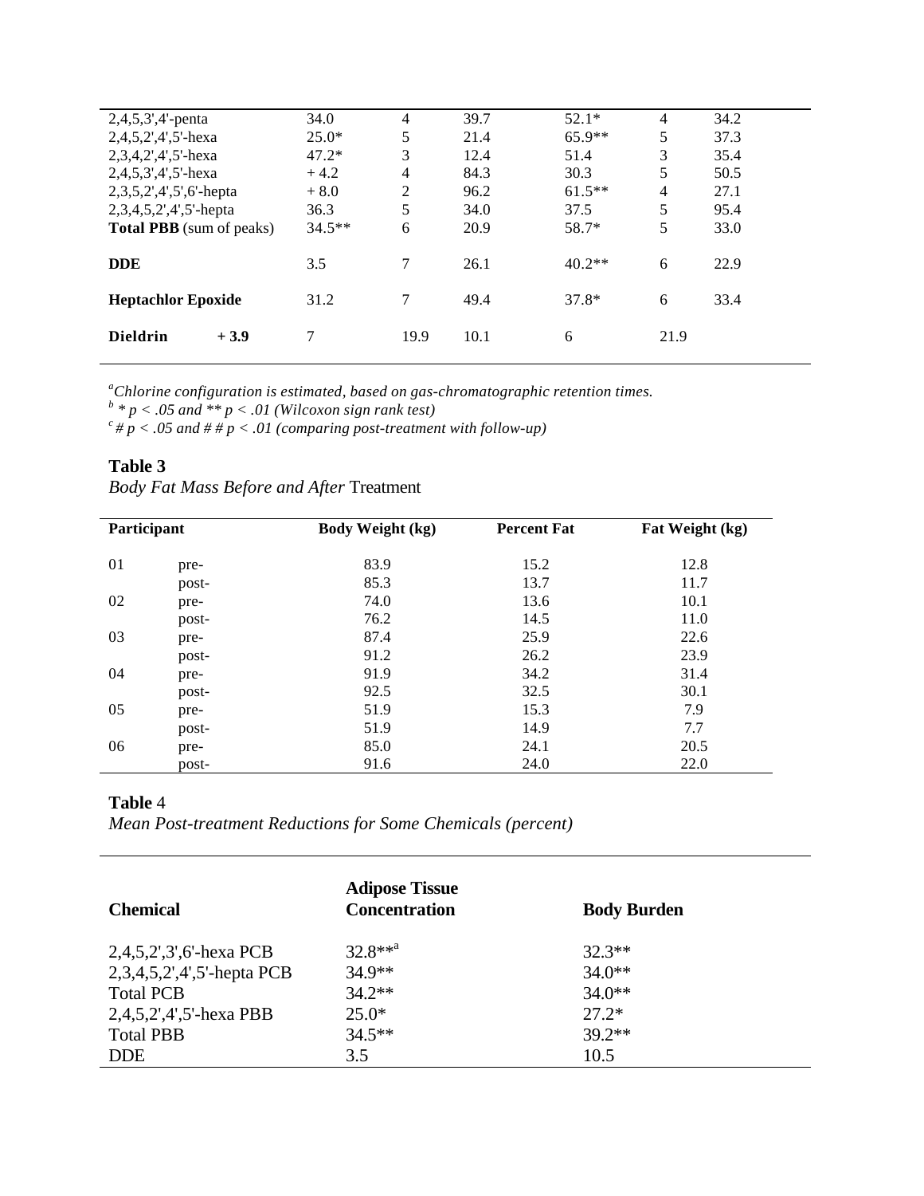| | | | | | | |
|---|---|---|---|---|---|---|
| 2,4,5,3',4'-penta | 34.0 | 4 | 39.7 | 52.1* | 4 | 34.2 |
| 2,4,5,2',4',5'-hexa | 25.0* | 5 | 21.4 | 65.9** | 5 | 37.3 |
| 2,3,4,2',4',5'-hexa | 47.2* | 3 | 12.4 | 51.4 | 3 | 35.4 |
| 2,4,5,3',4',5'-hexa | + 4.2 | 4 | 84.3 | 30.3 | 5 | 50.5 |
| 2,3,5,2',4',5',6'-hepta | + 8.0 | 2 | 96.2 | 61.5** | 4 | 27.1 |
| 2,3,4,5,2',4',5'-hepta | 36.3 | 5 | 34.0 | 37.5 | 5 | 95.4 |
| **Total PBB** (sum of peaks) | 34.5** | 6 | 20.9 | 58.7* | 5 | 33.0 |
| **DDE** | 3.5 | 7 | 26.1 | 40.2** | 6 | 22.9 |
| **Heptachlor Epoxide** | 31.2 | 7 | 49.4 | 37.8* | 6 | 33.4 |
| **Dieldrin** | + 3.9 | 7 | 19.9 | 10.1 | 6 | 21.9 |

[a]*Chlorine configuration is estimated, based on gas-chromatographic retention times.*
[b] ** p < .05 and ** p < .01 (Wilcoxon sign rank test)*
[c] *# p < .05 and # # p < .01 (comparing post-treatment with follow-up)*

**Table 3**
*Body Fat Mass Before and After* Treatment

| Participant | | Body Weight (kg) | Percent Fat | Fat Weight (kg) |
|---|---|---|---|---|
| 01 | pre- | 83.9 | 15.2 | 12.8 |
| | post- | 85.3 | 13.7 | 11.7 |
| 02 | pre- | 74.0 | 13.6 | 10.1 |
| | post- | 76.2 | 14.5 | 11.0 |
| 03 | pre- | 87.4 | 25.9 | 22.6 |
| | post- | 91.2 | 26.2 | 23.9 |
| 04 | pre- | 91.9 | 34.2 | 31.4 |
| | post- | 92.5 | 32.5 | 30.1 |
| 05 | pre- | 51.9 | 15.3 | 7.9 |
| | post- | 51.9 | 14.9 | 7.7 |
| 06 | pre- | 85.0 | 24.1 | 20.5 |
| | post- | 91.6 | 24.0 | 22.0 |

**Table** 4
*Mean Post-treatment Reductions for Some Chemicals (percent)*

| Chemical | Adipose Tissue Concentration | Body Burden |
|---|---|---|
| 2,4,5,2',3',6'-hexa PCB | 32.8**[a] | 32.3** |
| 2,3,4,5,2',4',5'-hepta PCB | 34.9** | 34.0** |
| Total PCB | 34.2** | 34.0** |
| 2,4,5,2',4',5'-hexa PBB | 25.0* | 27.2* |
| Total PBB | 34.5** | 39.2** |
| DDE | 3.5 | 10.5 |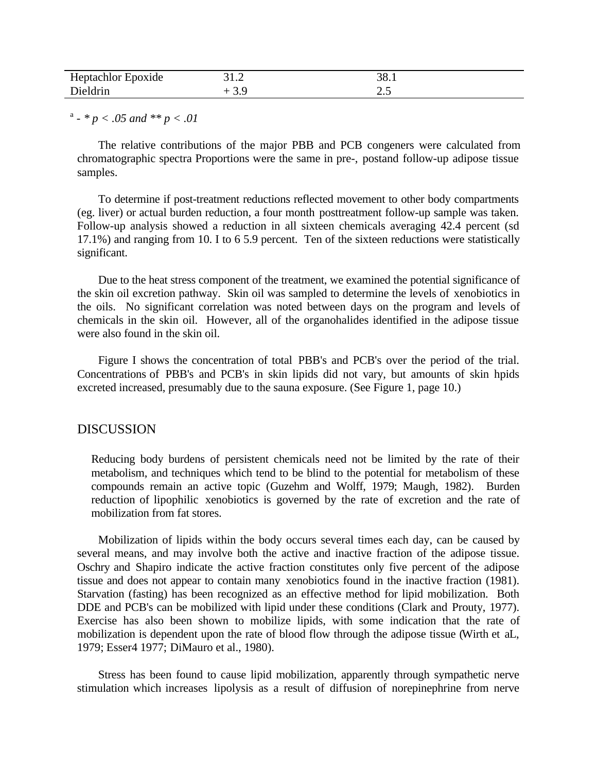| | | |
|---|---|---|
| Heptachlor Epoxide | 31.2 | 38.1 |
| Dieldrin | + 3.9 | 2.5 |

[a] - *\* p < .05 and \*\* p < .01*

The relative contributions of the major PBB and PCB congeners were calculated from chromatographic spectra Proportions were the same in pre-, postand follow-up adipose tissue samples.

To determine if post-treatment reductions reflected movement to other body compartments (eg. liver) or actual burden reduction, a four month posttreatment follow-up sample was taken. Follow-up analysis showed a reduction in all sixteen chemicals averaging 42.4 percent (sd 17.1%) and ranging from 10. I to 6 5.9 percent. Ten of the sixteen reductions were statistically significant.

Due to the heat stress component of the treatment, we examined the potential significance of the skin oil excretion pathway. Skin oil was sampled to determine the levels of xenobiotics in the oils. No significant correlation was noted between days on the program and levels of chemicals in the skin oil. However, all of the organohalides identified in the adipose tissue were also found in the skin oil.

Figure I shows the concentration of total PBB's and PCB's over the period of the trial. Concentrations of PBB's and PCB's in skin lipids did not vary, but amounts of skin hpids excreted increased, presumably due to the sauna exposure. (See Figure 1, page 10.)

## DISCUSSION

Reducing body burdens of persistent chemicals need not be limited by the rate of their metabolism, and techniques which tend to be blind to the potential for metabolism of these compounds remain an active topic (Guzehm and Wolff, 1979; Maugh, 1982). Burden reduction of lipophilic xenobiotics is governed by the rate of excretion and the rate of mobilization from fat stores.

Mobilization of lipids within the body occurs several times each day, can be caused by several means, and may involve both the active and inactive fraction of the adipose tissue. Oschry and Shapiro indicate the active fraction constitutes only five percent of the adipose tissue and does not appear to contain many xenobiotics found in the inactive fraction (1981). Starvation (fasting) has been recognized as an effective method for lipid mobilization. Both DDE and PCB's can be mobilized with lipid under these conditions (Clark and Prouty, 1977). Exercise has also been shown to mobilize lipids, with some indication that the rate of mobilization is dependent upon the rate of blood flow through the adipose tissue (Wirth et aL, 1979; Esser4 1977; DiMauro et al., 1980).

Stress has been found to cause lipid mobilization, apparently through sympathetic nerve stimulation which increases lipolysis as a result of diffusion of norepinephrine from nerve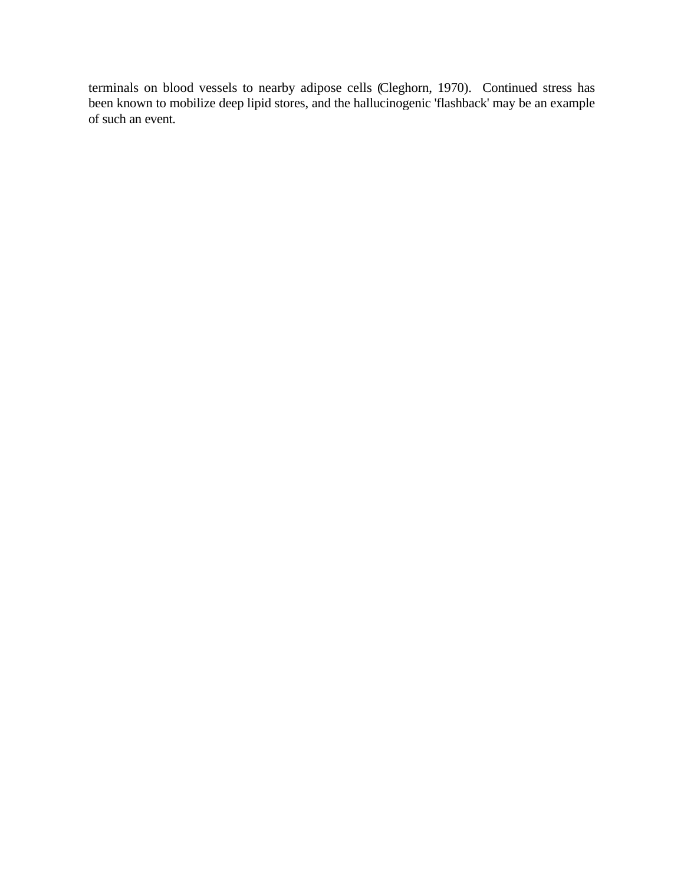terminals on blood vessels to nearby adipose cells (Cleghorn, 1970). Continued stress has been known to mobilize deep lipid stores, and the hallucinogenic 'flashback' may be an example of such an event.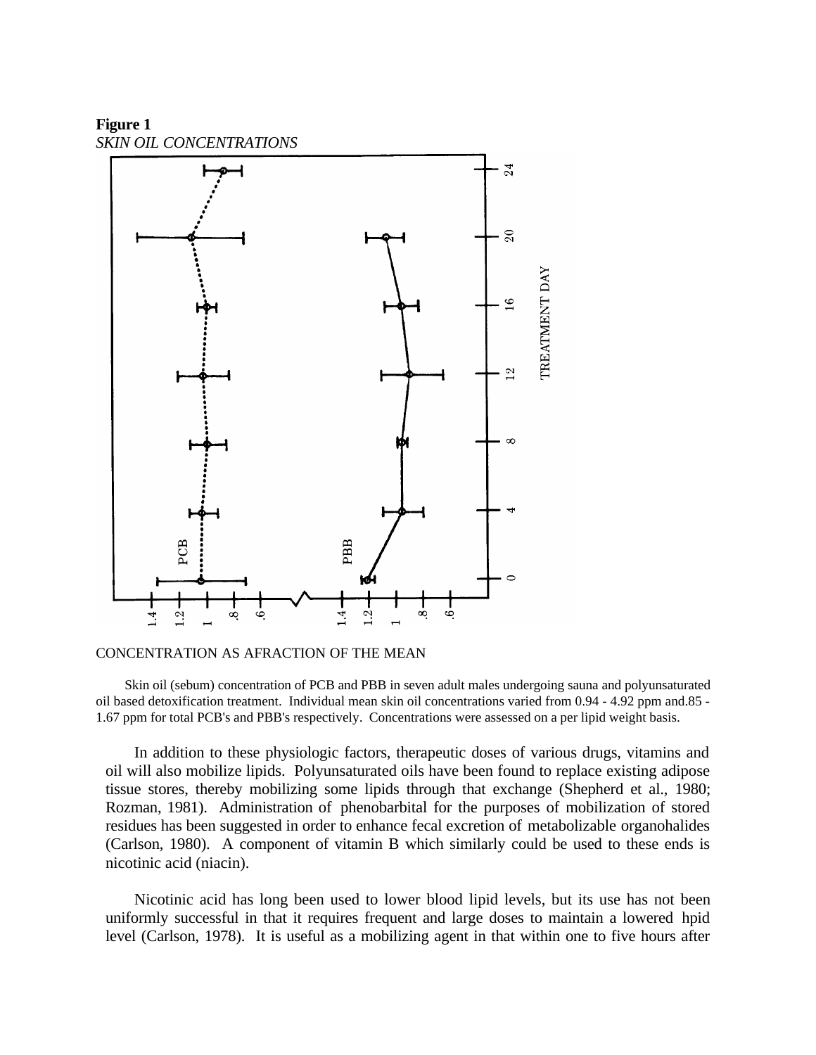**Figure 1**
*SKIN OIL CONCENTRATIONS*

CONCENTRATION AS AFRACTION OF THE MEAN

Skin oil (sebum) concentration of PCB and PBB in seven adult males undergoing sauna and polyunsaturated oil based detoxification treatment. Individual mean skin oil concentrations varied from 0.94 - 4.92 ppm and.85 - 1.67 ppm for total PCB's and PBB's respectively. Concentrations were assessed on a per lipid weight basis.

In addition to these physiologic factors, therapeutic doses of various drugs, vitamins and oil will also mobilize lipids. Polyunsaturated oils have been found to replace existing adipose tissue stores, thereby mobilizing some lipids through that exchange (Shepherd et al., 1980; Rozman, 1981). Administration of phenobarbital for the purposes of mobilization of stored residues has been suggested in order to enhance fecal excretion of metabolizable organohalides (Carlson, 1980). A component of vitamin B which similarly could be used to these ends is nicotinic acid (niacin).

Nicotinic acid has long been used to lower blood lipid levels, but its use has not been uniformly successful in that it requires frequent and large doses to maintain a lowered hpid level (Carlson, 1978). It is useful as a mobilizing agent in that within one to five hours after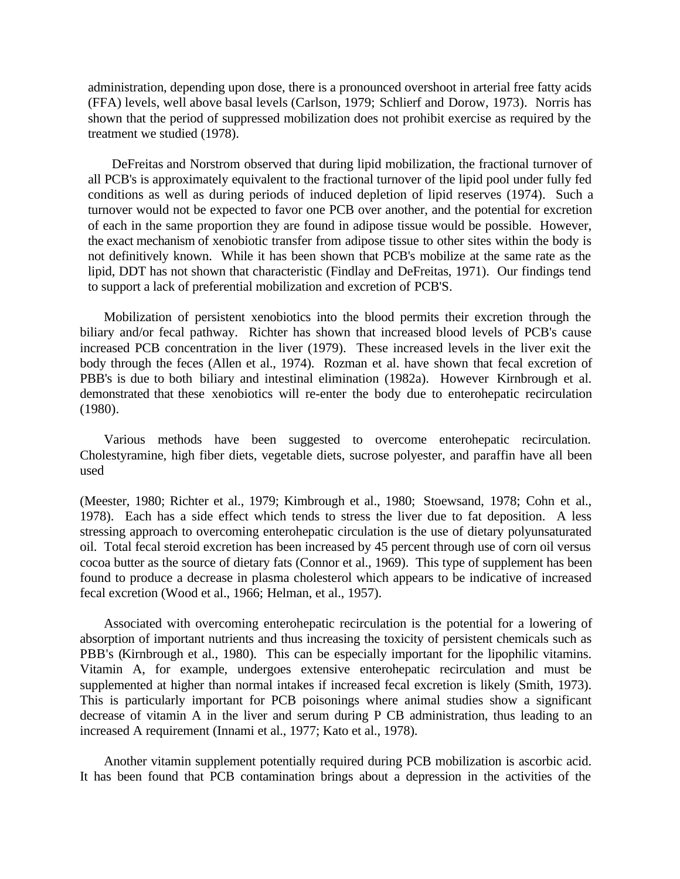administration, depending upon dose, there is a pronounced overshoot in arterial free fatty acids (FFA) levels, well above basal levels (Carlson, 1979; Schlierf and Dorow, 1973). Norris has shown that the period of suppressed mobilization does not prohibit exercise as required by the treatment we studied (1978).

DeFreitas and Norstrom observed that during lipid mobilization, the fractional turnover of all PCB's is approximately equivalent to the fractional turnover of the lipid pool under fully fed conditions as well as during periods of induced depletion of lipid reserves (1974). Such a turnover would not be expected to favor one PCB over another, and the potential for excretion of each in the same proportion they are found in adipose tissue would be possible. However, the exact mechanism of xenobiotic transfer from adipose tissue to other sites within the body is not definitively known. While it has been shown that PCB's mobilize at the same rate as the lipid, DDT has not shown that characteristic (Findlay and DeFreitas, 1971). Our findings tend to support a lack of preferential mobilization and excretion of PCB'S.

Mobilization of persistent xenobiotics into the blood permits their excretion through the biliary and/or fecal pathway. Richter has shown that increased blood levels of PCB's cause increased PCB concentration in the liver (1979). These increased levels in the liver exit the body through the feces (Allen et al., 1974). Rozman et al. have shown that fecal excretion of PBB's is due to both biliary and intestinal elimination (1982a). However Kirnbrough et al. demonstrated that these xenobiotics will re-enter the body due to enterohepatic recirculation (1980).

Various methods have been suggested to overcome enterohepatic recirculation. Cholestyramine, high fiber diets, vegetable diets, sucrose polyester, and paraffin have all been used

(Meester, 1980; Richter et al., 1979; Kimbrough et al., 1980; Stoewsand, 1978; Cohn et al., 1978). Each has a side effect which tends to stress the liver due to fat deposition. A less stressing approach to overcoming enterohepatic circulation is the use of dietary polyunsaturated oil. Total fecal steroid excretion has been increased by 45 percent through use of corn oil versus cocoa butter as the source of dietary fats (Connor et al., 1969). This type of supplement has been found to produce a decrease in plasma cholesterol which appears to be indicative of increased fecal excretion (Wood et al., 1966; Helman, et al., 1957).

Associated with overcoming enterohepatic recirculation is the potential for a lowering of absorption of important nutrients and thus increasing the toxicity of persistent chemicals such as PBB's (Kirnbrough et al., 1980). This can be especially important for the lipophilic vitamins. Vitamin A, for example, undergoes extensive enterohepatic recirculation and must be supplemented at higher than normal intakes if increased fecal excretion is likely (Smith, 1973). This is particularly important for PCB poisonings where animal studies show a significant decrease of vitamin A in the liver and serum during P CB administration, thus leading to an increased A requirement (Innami et al., 1977; Kato et al., 1978).

Another vitamin supplement potentially required during PCB mobilization is ascorbic acid. It has been found that PCB contamination brings about a depression in the activities of the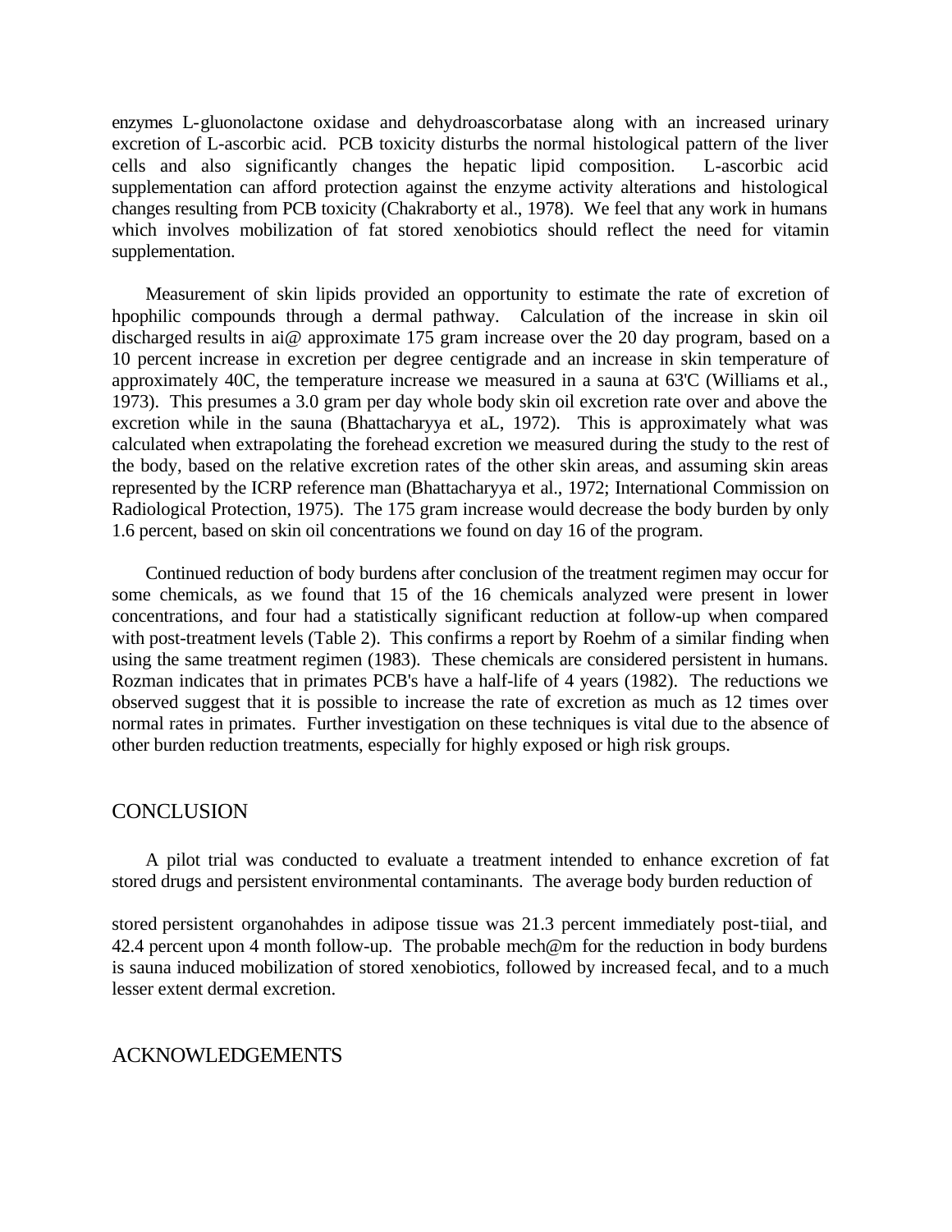enzymes L-gluonolactone oxidase and dehydroascorbatase along with an increased urinary excretion of L-ascorbic acid. PCB toxicity disturbs the normal histological pattern of the liver cells and also significantly changes the hepatic lipid composition. L-ascorbic acid supplementation can afford protection against the enzyme activity alterations and histological changes resulting from PCB toxicity (Chakraborty et al., 1978). We feel that any work in humans which involves mobilization of fat stored xenobiotics should reflect the need for vitamin supplementation.

Measurement of skin lipids provided an opportunity to estimate the rate of excretion of hpophilic compounds through a dermal pathway. Calculation of the increase in skin oil discharged results in ai@ approximate 175 gram increase over the 20 day program, based on a 10 percent increase in excretion per degree centigrade and an increase in skin temperature of approximately 40C, the temperature increase we measured in a sauna at 63'C (Williams et al., 1973). This presumes a 3.0 gram per day whole body skin oil excretion rate over and above the excretion while in the sauna (Bhattacharyya et aL, 1972). This is approximately what was calculated when extrapolating the forehead excretion we measured during the study to the rest of the body, based on the relative excretion rates of the other skin areas, and assuming skin areas represented by the ICRP reference man (Bhattacharyya et al., 1972; International Commission on Radiological Protection, 1975). The 175 gram increase would decrease the body burden by only 1.6 percent, based on skin oil concentrations we found on day 16 of the program.

Continued reduction of body burdens after conclusion of the treatment regimen may occur for some chemicals, as we found that 15 of the 16 chemicals analyzed were present in lower concentrations, and four had a statistically significant reduction at follow-up when compared with post-treatment levels (Table 2). This confirms a report by Roehm of a similar finding when using the same treatment regimen (1983). These chemicals are considered persistent in humans. Rozman indicates that in primates PCB's have a half-life of 4 years (1982). The reductions we observed suggest that it is possible to increase the rate of excretion as much as 12 times over normal rates in primates. Further investigation on these techniques is vital due to the absence of other burden reduction treatments, especially for highly exposed or high risk groups.

## CONCLUSION

A pilot trial was conducted to evaluate a treatment intended to enhance excretion of fat stored drugs and persistent environmental contaminants. The average body burden reduction of stored persistent organohahdes in adipose tissue was 21.3 percent immediately post-tiial, and 42.4 percent upon 4 month follow-up. The probable mech@m for the reduction in body burdens is sauna induced mobilization of stored xenobiotics, followed by increased fecal, and to a much lesser extent dermal excretion.

## ACKNOWLEDGEMENTS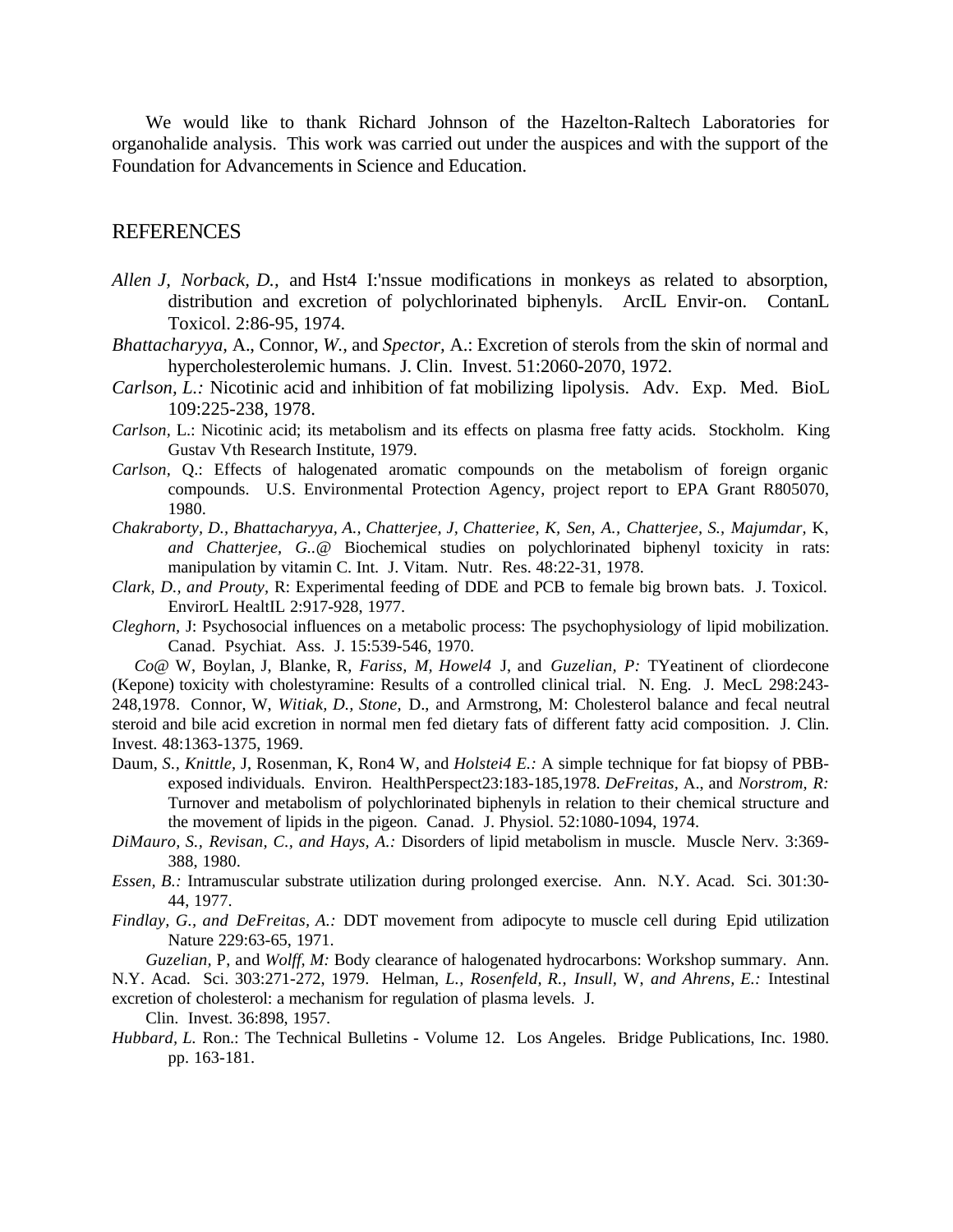We would like to thank Richard Johnson of the Hazelton-Raltech Laboratories for organohalide analysis. This work was carried out under the auspices and with the support of the Foundation for Advancements in Science and Education.

## REFERENCES

*Allen J, Norback, D.,* and Hst4 I:'nssue modifications in monkeys as related to absorption, distribution and excretion of polychlorinated biphenyls. ArcIL Envir-on. ContanL Toxicol. 2:86-95, 1974.

*Bhattacharyya,* A., Connor, *W.,* and *Spector,* A.: Excretion of sterols from the skin of normal and hypercholesterolemic humans. J. Clin. Invest. 51:2060-2070, 1972.

*Carlson, L.:* Nicotinic acid and inhibition of fat mobilizing lipolysis. Adv. Exp. Med. BioL 109:225-238, 1978.

*Carlson,* L.: Nicotinic acid; its metabolism and its effects on plasma free fatty acids. Stockholm. King Gustav Vth Research Institute, 1979.

*Carlson,* Q.: Effects of halogenated aromatic compounds on the metabolism of foreign organic compounds. U.S. Environmental Protection Agency, project report to EPA Grant R805070, 1980.

*Chakraborty, D., Bhattacharyya, A., Chatterjee, J, Chatteriee, K, Sen, A., Chatterjee, S., Majumdar,* K, *and Chatterjee, G..@* Biochemical studies on polychlorinated biphenyl toxicity in rats: manipulation by vitamin C. Int. J. Vitam. Nutr. Res. 48:22-31, 1978.

*Clark, D., and Prouty,* R: Experimental feeding of DDE and PCB to female big brown bats. J. Toxicol. EnvirorL HealtIL 2:917-928, 1977.

*Cleghorn,* J: Psychosocial influences on a metabolic process: The psychophysiology of lipid mobilization. Canad. Psychiat. Ass. J. 15:539-546, 1970.

*Co@* W, Boylan, J, Blanke, R, *Fariss, M, Howel4* J, and *Guzelian, P:* TYeatinent of cliordecone (Kepone) toxicity with cholestyramine: Results of a controlled clinical trial. N. Eng. J. MecL 298:243-248,1978. Connor, W, *Witiak, D., Stone,* D., and Armstrong, M: Cholesterol balance and fecal neutral steroid and bile acid excretion in normal men fed dietary fats of different fatty acid composition. J. Clin. Invest. 48:1363-1375, 1969.

Daum, *S., Knittle,* J, Rosenman, K, Ron4 W, and *Holstei4 E.:* A simple technique for fat biopsy of PBB-exposed individuals. Environ. HealthPerspect23:183-185,1978. *DeFreitas,* A., and *Norstrom, R:* Turnover and metabolism of polychlorinated biphenyls in relation to their chemical structure and the movement of lipids in the pigeon. Canad. J. Physiol. 52:1080-1094, 1974.

*DiMauro, S., Revisan, C., and Hays, A.:* Disorders of lipid metabolism in muscle. Muscle Nerv. 3:369-388, 1980.

*Essen, B.:* Intramuscular substrate utilization during prolonged exercise. Ann. N.Y. Acad. Sci. 301:30-44, 1977.

*Findlay, G., and DeFreitas, A.:* DDT movement from adipocyte to muscle cell during Epid utilization Nature 229:63-65, 1971.

*Guzelian,* P, and *Wolff, M:* Body clearance of halogenated hydrocarbons: Workshop summary. Ann. N.Y. Acad. Sci. 303:271-272, 1979. Helman, *L., Rosenfeld, R., Insull,* W, *and Ahrens, E.:* Intestinal excretion of cholesterol: a mechanism for regulation of plasma levels. J. Clin. Invest. 36:898, 1957.

*Hubbard, L.* Ron.: The Technical Bulletins - Volume 12. Los Angeles. Bridge Publications, Inc. 1980. pp. 163-181.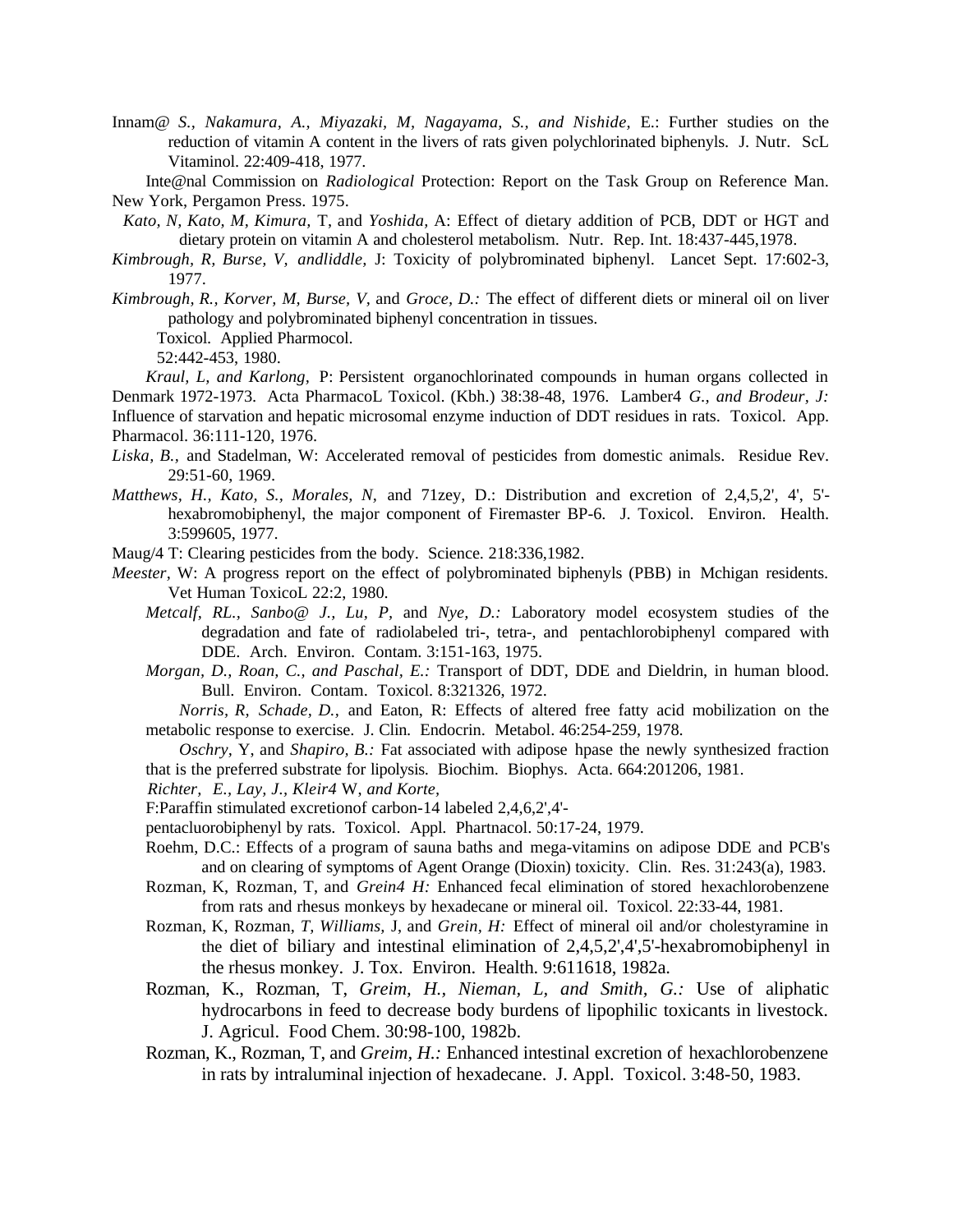Innam@ *S., Nakamura, A., Miyazaki, M, Nagayama, S., and Nishide,* E.: Further studies on the reduction of vitamin A content in the livers of rats given polychlorinated biphenyls. J. Nutr. ScL Vitaminol. 22:409-418, 1977.

Inte@nal Commission on *Radiological* Protection: Report on the Task Group on Reference Man. New York, Pergamon Press. 1975.

*Kato, N, Kato, M, Kimura,* T, and *Yoshida,* A: Effect of dietary addition of PCB, DDT or HGT and dietary protein on vitamin A and cholesterol metabolism. Nutr. Rep. Int. 18:437-445,1978.

*Kimbrough, R, Burse, V, andliddle,* J: Toxicity of polybrominated biphenyl. Lancet Sept. 17:602-3, 1977.

*Kimbrough, R., Korver, M, Burse, V,* and *Groce, D.:* The effect of different diets or mineral oil on liver pathology and polybrominated biphenyl concentration in tissues.

Toxicol. Applied Pharmocol.

52:442-453, 1980.

*Kraul, L, and Karlong,* P: Persistent organochlorinated compounds in human organs collected in Denmark 1972-1973. Acta PharmacoL Toxicol. (Kbh.) 38:38-48, 1976. Lamber4 *G., and Brodeur, J:* Influence of starvation and hepatic microsomal enzyme induction of DDT residues in rats. Toxicol. App. Pharmacol. 36:111-120, 1976.

*Liska, B.,* and Stadelman, W: Accelerated removal of pesticides from domestic animals. Residue Rev. 29:51-60, 1969.

*Matthews, H., Kato, S., Morales, N,* and 71zey, D.: Distribution and excretion of 2,4,5,2', 4', 5'-hexabromobiphenyl, the major component of Firemaster BP-6. J. Toxicol. Environ. Health. 3:599605, 1977.

Maug/4 T: Clearing pesticides from the body. Science. 218:336,1982.

*Meester,* W: A progress report on the effect of polybrominated biphenyls (PBB) in Mchigan residents. Vet Human ToxicoL 22:2, 1980.

*Metcalf, RL., Sanbo@ J., Lu, P,* and *Nye, D.:* Laboratory model ecosystem studies of the degradation and fate of radiolabeled tri-, tetra-, and pentachlorobiphenyl compared with DDE. Arch. Environ. Contam. 3:151-163, 1975.

*Morgan, D., Roan, C., and Paschal, E.:* Transport of DDT, DDE and Dieldrin, in human blood. Bull. Environ. Contam. Toxicol. 8:321326, 1972.

*Norris, R, Schade, D.,* and Eaton, R: Effects of altered free fatty acid mobilization on the metabolic response to exercise. J. Clin. Endocrin. Metabol. 46:254-259, 1978.

*Oschry,* Y, and *Shapiro, B.:* Fat associated with adipose hpase the newly synthesized fraction that is the preferred substrate for lipolysis. Biochim. Biophys. Acta. 664:201206, 1981.

*Richter, E., Lay, J., Kleir4* W, *and Korte,*

F:Paraffin stimulated excretionof carbon-14 labeled 2,4,6,2',4'-

pentacluorobiphenyl by rats. Toxicol. Appl. Phartnacol. 50:17-24, 1979.

Roehm, D.C.: Effects of a program of sauna baths and mega-vitamins on adipose DDE and PCB's and on clearing of symptoms of Agent Orange (Dioxin) toxicity. Clin. Res. 31:243(a), 1983.

Rozman, K, Rozman, T, and *Grein4 H:* Enhanced fecal elimination of stored hexachlorobenzene from rats and rhesus monkeys by hexadecane or mineral oil. Toxicol. 22:33-44, 1981.

Rozman, K, Rozman, *T, Williams,* J, and *Grein, H:* Effect of mineral oil and/or cholestyramine in the diet of biliary and intestinal elimination of 2,4,5,2',4',5'-hexabromobiphenyl in the rhesus monkey. J. Tox. Environ. Health. 9:611618, 1982a.

Rozman, K., Rozman, T, *Greim, H., Nieman, L, and Smith, G.:* Use of aliphatic hydrocarbons in feed to decrease body burdens of lipophilic toxicants in livestock. J. Agricul. Food Chem. 30:98-100, 1982b.

Rozman, K., Rozman, T, and *Greim, H.:* Enhanced intestinal excretion of hexachlorobenzene in rats by intraluminal injection of hexadecane. J. Appl. Toxicol. 3:48-50, 1983.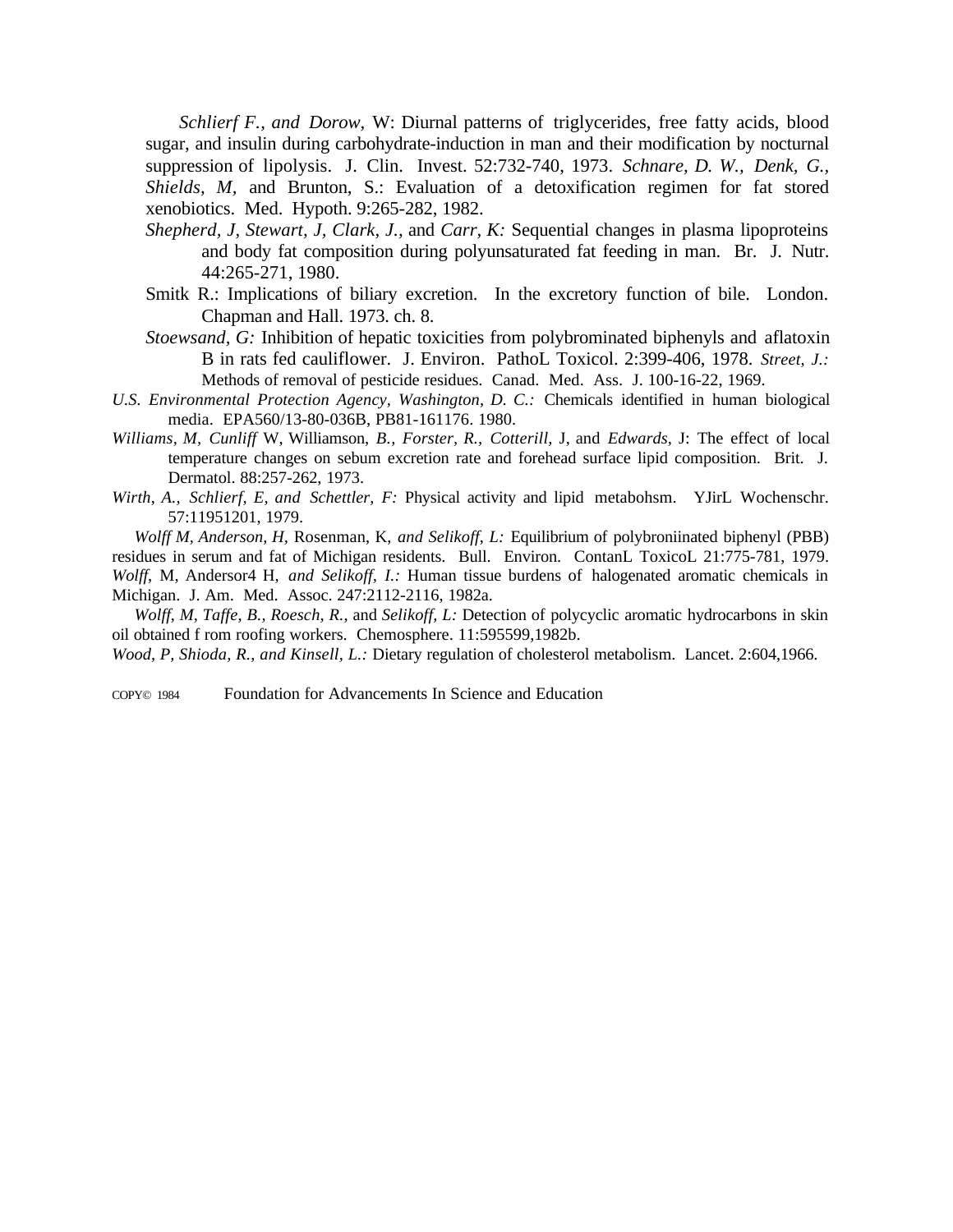*Schlierf F., and Dorow,* W: Diurnal patterns of triglycerides, free fatty acids, blood sugar, and insulin during carbohydrate-induction in man and their modification by nocturnal suppression of lipolysis. J. Clin. Invest. 52:732-740, 1973. *Schnare, D. W., Denk, G., Shields, M,* and Brunton, S.: Evaluation of a detoxification regimen for fat stored xenobiotics. Med. Hypoth. 9:265-282, 1982.

*Shepherd, J, Stewart, J, Clark, J.,* and *Carr, K:* Sequential changes in plasma lipoproteins and body fat composition during polyunsaturated fat feeding in man. Br. J. Nutr. 44:265-271, 1980.

Smitk R.: Implications of biliary excretion. In the excretory function of bile. London. Chapman and Hall. 1973. ch. 8.

*Stoewsand, G:* Inhibition of hepatic toxicities from polybrominated biphenyls and aflatoxin B in rats fed cauliflower. J. Environ. PathoL Toxicol. 2:399-406, 1978. *Street, J.:* Methods of removal of pesticide residues. Canad. Med. Ass. J. 100-16-22, 1969.

*U.S. Environmental Protection Agency, Washington, D. C.:* Chemicals identified in human biological media. EPA560/13-80-036B, PB81-161176. 1980.

*Williams, M, Cunliff* W, Williamson, *B., Forster, R., Cotterill,* J, and *Edwards,* J: The effect of local temperature changes on sebum excretion rate and forehead surface lipid composition. Brit. J. Dermatol. 88:257-262, 1973.

*Wirth, A., Schlierf, E, and Schettler, F:* Physical activity and lipid metabohsm. YJirL Wochenschr. 57:11951201, 1979.

*Wolff M, Anderson, H,* Rosenman, K, *and Selikoff, L:* Equilibrium of polybroniinated biphenyl (PBB) residues in serum and fat of Michigan residents. Bull. Environ. ContanL ToxicoL 21:775-781, 1979. *Wolff,* M, Andersor4 H, *and Selikoff, I.:* Human tissue burdens of halogenated aromatic chemicals in Michigan. J. Am. Med. Assoc. 247:2112-2116, 1982a.

*Wolff, M, Taffe, B., Roesch, R.,* and *Selikoff, L:* Detection of polycyclic aromatic hydrocarbons in skin oil obtained f rom roofing workers. Chemosphere. 11:595599,1982b.

*Wood, P, Shioda, R., and Kinsell, L.:* Dietary regulation of cholesterol metabolism. Lancet. 2:604,1966.

COPY© 1984 Foundation for Advancements In Science and Education